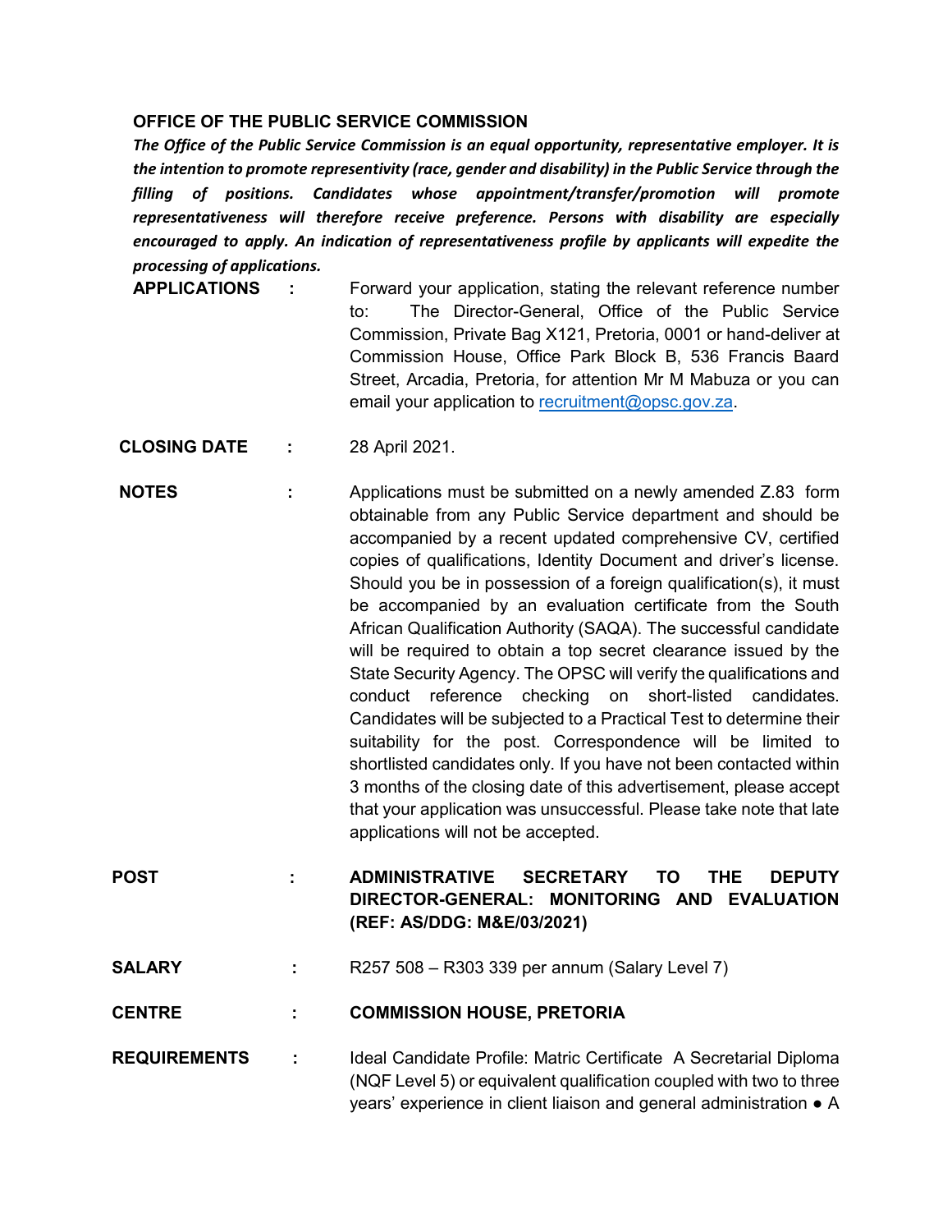## OFFICE OF THE PUBLIC SERVICE COMMISSION

***The Office of the Public Service Commission is an equal opportunity, representative employer. It is the intention to promote representivity (race, gender and disability) in the Public Service through the filling of positions. Candidates whose appointment/transfer/promotion will promote representativeness will therefore receive preference. Persons with disability are especially encouraged to apply. An indication of representativeness profile by applicants will expedite the processing of applications.***

**APPLICATIONS** : Forward your application, stating the relevant reference number to: The Director-General, Office of the Public Service Commission, Private Bag X121, Pretoria, 0001 or hand-deliver at Commission House, Office Park Block B, 536 Francis Baard Street, Arcadia, Pretoria, for attention Mr M Mabuza or you can email your application to recruitment@opsc.gov.za.

**CLOSING DATE** : 28 April 2021.

**NOTES** : Applications must be submitted on a newly amended Z.83 form obtainable from any Public Service department and should be accompanied by a recent updated comprehensive CV, certified copies of qualifications, Identity Document and driver's license. Should you be in possession of a foreign qualification(s), it must be accompanied by an evaluation certificate from the South African Qualification Authority (SAQA). The successful candidate will be required to obtain a top secret clearance issued by the State Security Agency. The OPSC will verify the qualifications and conduct reference checking on short-listed candidates. Candidates will be subjected to a Practical Test to determine their suitability for the post. Correspondence will be limited to shortlisted candidates only. If you have not been contacted within 3 months of the closing date of this advertisement, please accept that your application was unsuccessful. Please take note that late applications will not be accepted.

**POST** : **ADMINISTRATIVE SECRETARY TO THE DEPUTY DIRECTOR-GENERAL: MONITORING AND EVALUATION (REF: AS/DDG: M&E/03/2021)**

**SALARY** : R257 508 – R303 339 per annum (Salary Level 7)

**CENTRE** : **COMMISSION HOUSE, PRETORIA**

**REQUIREMENTS** : Ideal Candidate Profile: Matric Certificate A Secretarial Diploma (NQF Level 5) or equivalent qualification coupled with two to three years' experience in client liaison and general administration ● A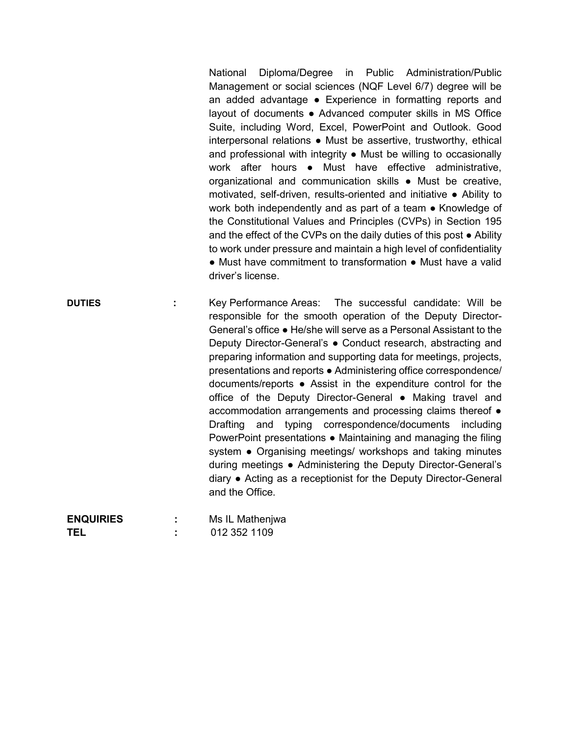National Diploma/Degree in Public Administration/Public Management or social sciences (NQF Level 6/7) degree will be an added advantage ● Experience in formatting reports and layout of documents ● Advanced computer skills in MS Office Suite, including Word, Excel, PowerPoint and Outlook. Good interpersonal relations ● Must be assertive, trustworthy, ethical and professional with integrity ● Must be willing to occasionally work after hours ● Must have effective administrative, organizational and communication skills ● Must be creative, motivated, self-driven, results-oriented and initiative ● Ability to work both independently and as part of a team ● Knowledge of the Constitutional Values and Principles (CVPs) in Section 195 and the effect of the CVPs on the daily duties of this post ● Ability to work under pressure and maintain a high level of confidentiality ● Must have commitment to transformation ● Must have a valid driver's license.

**DUTIES** : Key Performance Areas: The successful candidate: Will be responsible for the smooth operation of the Deputy Director-General's office ● He/she will serve as a Personal Assistant to the Deputy Director-General's ● Conduct research, abstracting and preparing information and supporting data for meetings, projects, presentations and reports ● Administering office correspondence/ documents/reports ● Assist in the expenditure control for the office of the Deputy Director-General ● Making travel and accommodation arrangements and processing claims thereof ● Drafting and typing correspondence/documents including PowerPoint presentations ● Maintaining and managing the filing system ● Organising meetings/ workshops and taking minutes during meetings ● Administering the Deputy Director-General's diary ● Acting as a receptionist for the Deputy Director-General and the Office.

**ENQUIRIES** : Ms IL Mathenjwa
**TEL** : 012 352 1109